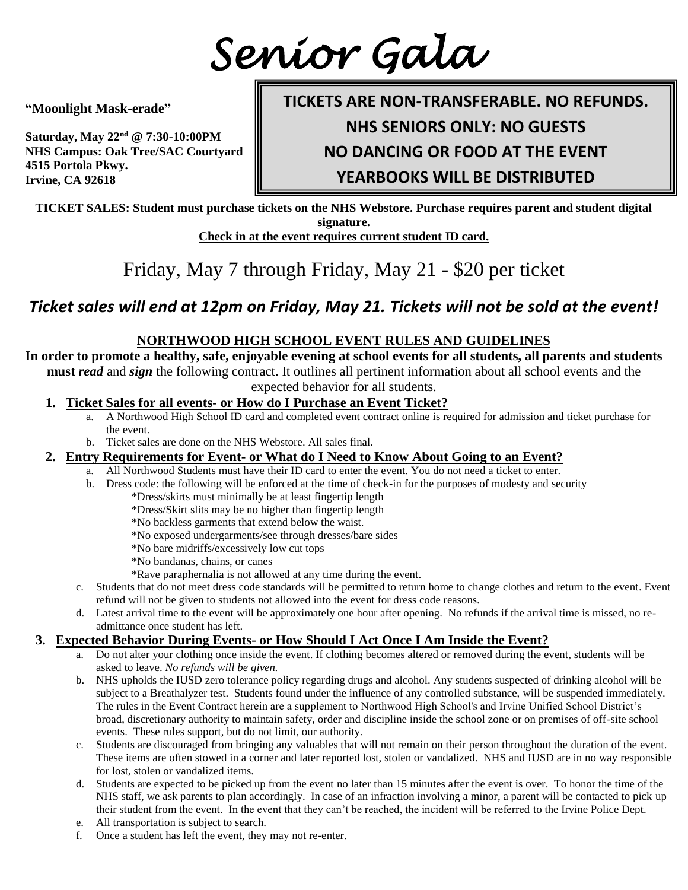# *Senior Gala*

**"Moonlight Mask-erade"**

**Saturday, May 22nd @ 7:30-10:00PM**
**NHS Campus: Oak Tree/SAC Courtyard**
**4515 Portola Pkwy.**
**Irvine, CA 92618**

**TICKETS ARE NON-TRANSFERABLE. NO REFUNDS.**
**NHS SENIORS ONLY: NO GUESTS**
**NO DANCING OR FOOD AT THE EVENT**
**YEARBOOKS WILL BE DISTRIBUTED**

**TICKET SALES: Student must purchase tickets on the NHS Webstore. Purchase requires parent and student digital signature.**
**Check in at the event requires current student ID card.**

## Friday, May 7 through Friday, May 21 - $20 per ticket

### ***Ticket sales will end at 12pm on Friday, May 21. Tickets will not be sold at the event!***

### NORTHWOOD HIGH SCHOOL EVENT RULES AND GUIDELINES

**In order to promote a healthy, safe, enjoyable evening at school events for all students, all parents and students must *read* and *sign* the following contract.** It outlines all pertinent information about all school events and the expected behavior for all students.

1. **Ticket Sales for all events- or How do I Purchase an Event Ticket?**
   a. A Northwood High School ID card and completed event contract online is required for admission and ticket purchase for the event.
   b. Ticket sales are done on the NHS Webstore. All sales final.
2. **Entry Requirements for Event- or What do I Need to Know About Going to an Event?**
   a. All Northwood Students must have their ID card to enter the event. You do not need a ticket to enter.
   b. Dress code: the following will be enforced at the time of check-in for the purposes of modesty and security
      *Dress/skirts must minimally be at least fingertip length
      *Dress/Skirt slits may be no higher than fingertip length
      *No backless garments that extend below the waist.
      *No exposed undergarments/see through dresses/bare sides
      *No bare midriffs/excessively low cut tops
      *No bandanas, chains, or canes
      *Rave paraphernalia is not allowed at any time during the event.
   c. Students that do not meet dress code standards will be permitted to return home to change clothes and return to the event. Event refund will not be given to students not allowed into the event for dress code reasons.
   d. Latest arrival time to the event will be approximately one hour after opening. No refunds if the arrival time is missed, no re-admittance once student has left.
3. **Expected Behavior During Events- or How Should I Act Once I Am Inside the Event?**
   a. Do not alter your clothing once inside the event. If clothing becomes altered or removed during the event, students will be asked to leave. *No refunds will be given.*
   b. NHS upholds the IUSD zero tolerance policy regarding drugs and alcohol. Any students suspected of drinking alcohol will be subject to a Breathalyzer test. Students found under the influence of any controlled substance, will be suspended immediately. The rules in the Event Contract herein are a supplement to Northwood High School's and Irvine Unified School District's broad, discretionary authority to maintain safety, order and discipline inside the school zone or on premises of off-site school events. These rules support, but do not limit, our authority.
   c. Students are discouraged from bringing any valuables that will not remain on their person throughout the duration of the event. These items are often stowed in a corner and later reported lost, stolen or vandalized. NHS and IUSD are in no way responsible for lost, stolen or vandalized items.
   d. Students are expected to be picked up from the event no later than 15 minutes after the event is over. To honor the time of the NHS staff, we ask parents to plan accordingly. In case of an infraction involving a minor, a parent will be contacted to pick up their student from the event. In the event that they can't be reached, the incident will be referred to the Irvine Police Dept.
   e. All transportation is subject to search.
   f. Once a student has left the event, they may not re-enter.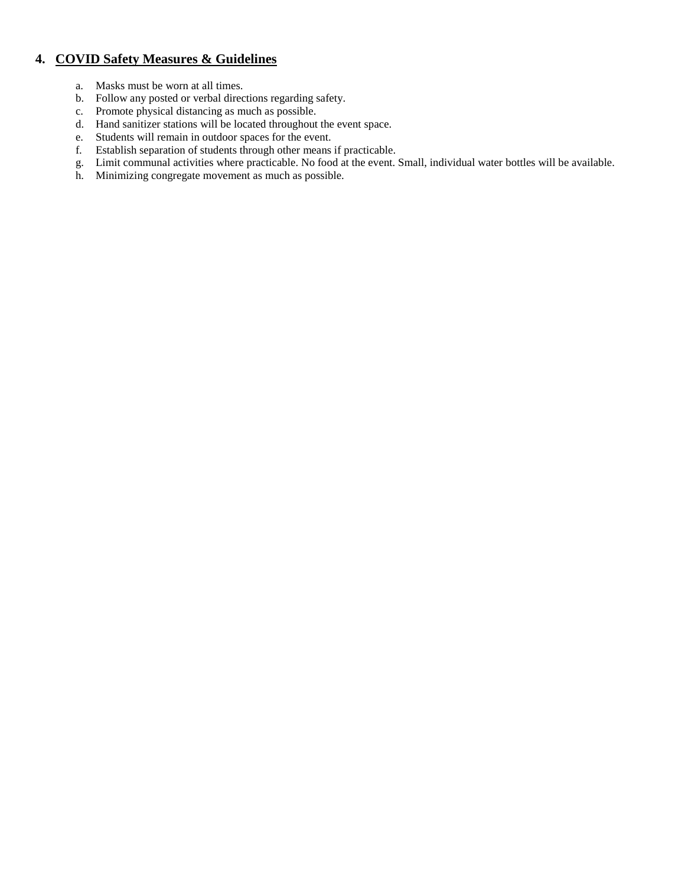## 4. COVID Safety Measures & Guidelines

a. Masks must be worn at all times.
b. Follow any posted or verbal directions regarding safety.
c. Promote physical distancing as much as possible.
d. Hand sanitizer stations will be located throughout the event space.
e. Students will remain in outdoor spaces for the event.
f. Establish separation of students through other means if practicable.
g. Limit communal activities where practicable. No food at the event. Small, individual water bottles will be available.
h. Minimizing congregate movement as much as possible.